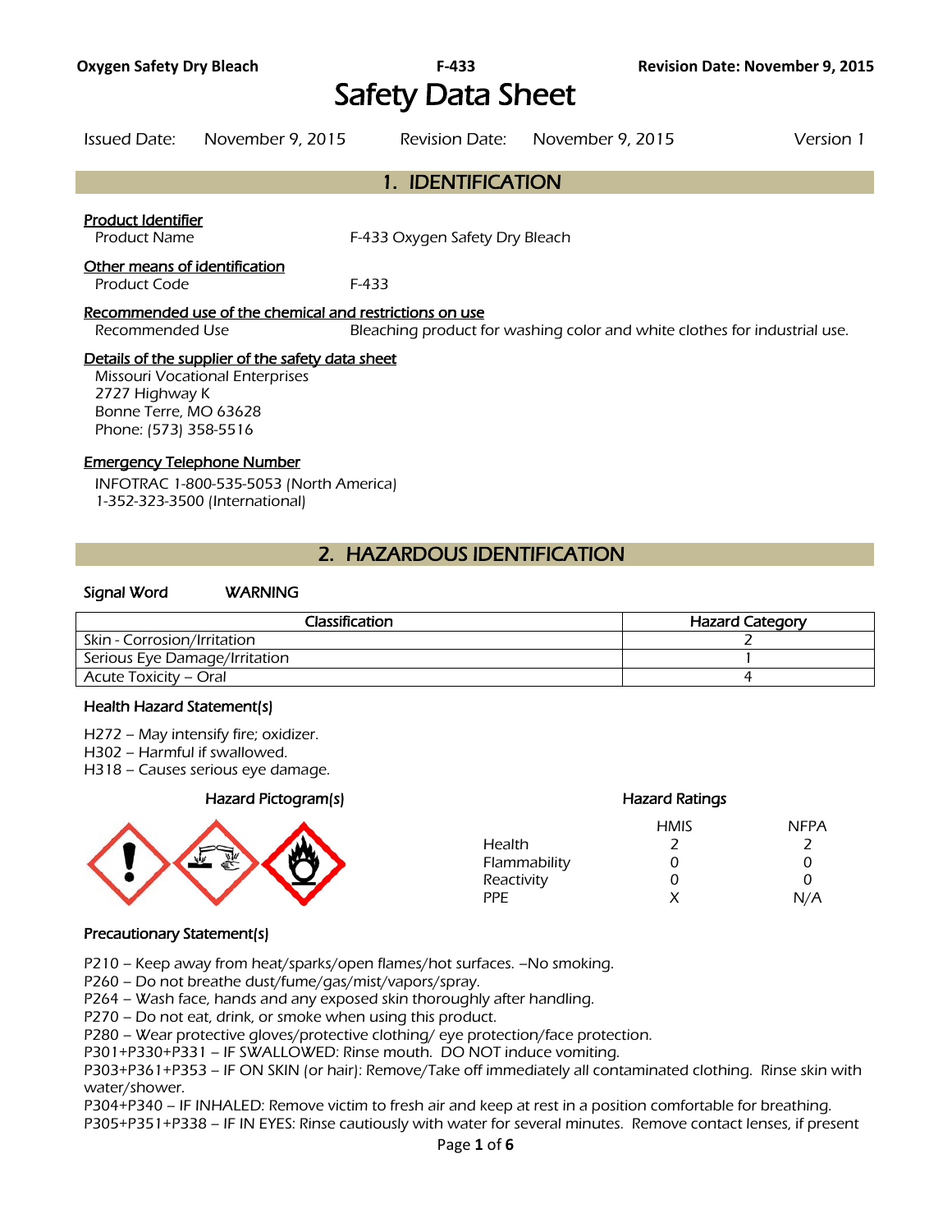# Safety Data Sheet

Issued Date: November 9, 2015 Revision Date: November 9, 2015 Version 1

## 1. IDENTIFICATION

**Product Identifier**

Product Name: F-433 Oxygen Safety Dry Bleach

**Other means of identification**

Product Code: F-433

**Recommended use of the chemical and restrictions on use**

Recommended Use: Bleaching product for washing color and white clothes for industrial use.

**Details of the supplier of the safety data sheet**

Missouri Vocational Enterprises
2727 Highway K
Bonne Terre, MO 63628
Phone: (573) 358-5516

**Emergency Telephone Number**

INFOTRAC 1-800-535-5053 (North America)
1-352-323-3500 (International)

## 2. HAZARDOUS IDENTIFICATION

**Signal Word** WARNING

| Classification | Hazard Category |
|---|---|
| Skin - Corrosion/Irritation | 2 |
| Serious Eye Damage/Irritation | 1 |
| Acute Toxicity – Oral | 4 |

**Health Hazard Statement(s)**

H272 – May intensify fire; oxidizer.
H302 – Harmful if swallowed.
H318 – Causes serious eye damage.

**Hazard Pictogram(s)**

**Hazard Ratings**

| | HMIS | NFPA |
|---|---|---|
| Health | 2 | 2 |
| Flammability | 0 | 0 |
| Reactivity | 0 | 0 |
| PPE | X | N/A |

**Precautionary Statement(s)**

P210 – Keep away from heat/sparks/open flames/hot surfaces. –No smoking.
P260 – Do not breathe dust/fume/gas/mist/vapors/spray.
P264 – Wash face, hands and any exposed skin thoroughly after handling.
P270 – Do not eat, drink, or smoke when using this product.
P280 – Wear protective gloves/protective clothing/ eye protection/face protection.
P301+P330+P331 – IF SWALLOWED: Rinse mouth. DO NOT induce vomiting.
P303+P361+P353 – IF ON SKIN (or hair): Remove/Take off immediately all contaminated clothing. Rinse skin with water/shower.
P304+P340 – IF INHALED: Remove victim to fresh air and keep at rest in a position comfortable for breathing.
P305+P351+P338 – IF IN EYES: Rinse cautiously with water for several minutes. Remove contact lenses, if present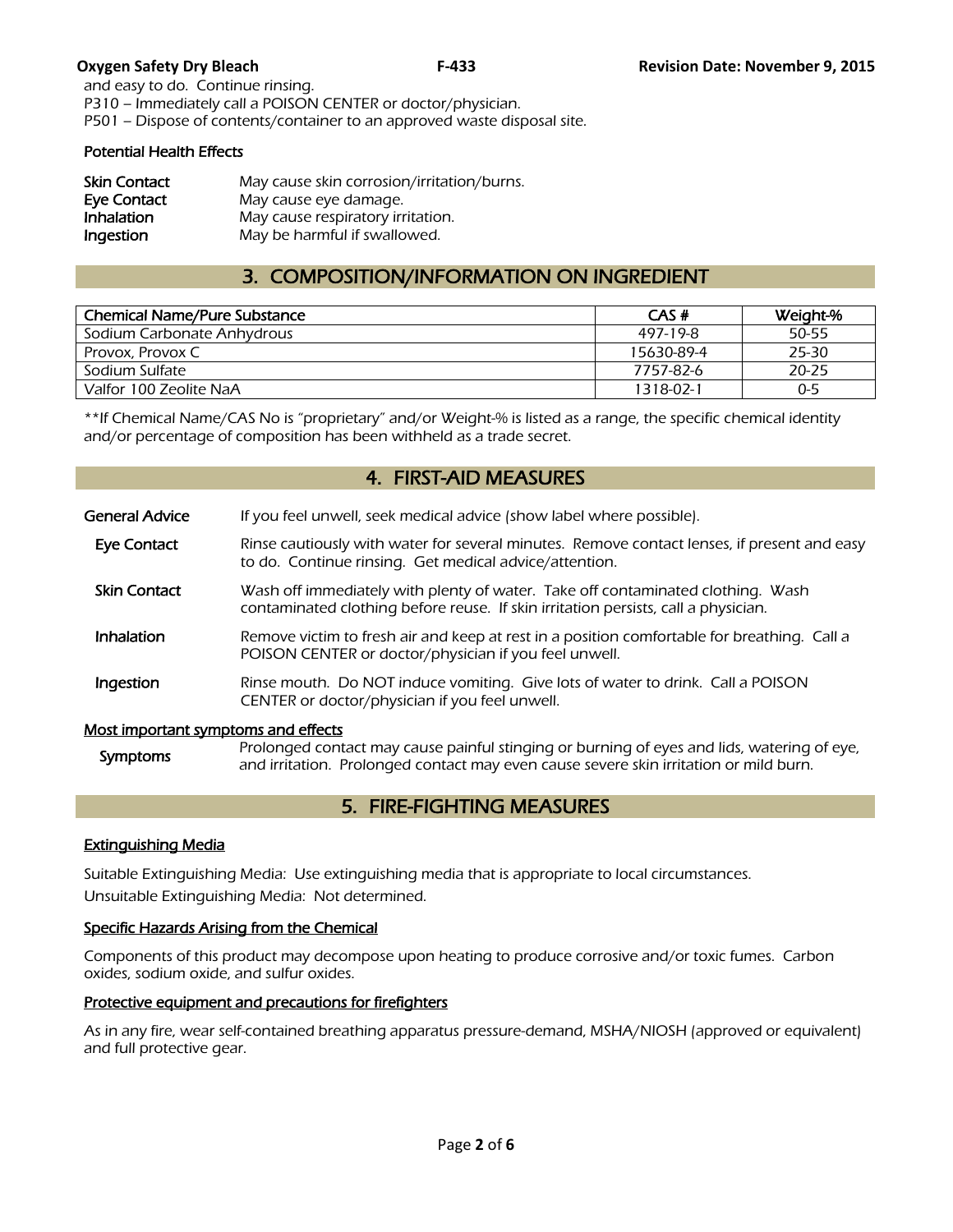and easy to do. Continue rinsing.
P310 – Immediately call a POISON CENTER or doctor/physician.
P501 – Dispose of contents/container to an approved waste disposal site.

**Potential Health Effects**

| | |
|---|---|
| **Skin Contact** | May cause skin corrosion/irritation/burns. |
| **Eye Contact** | May cause eye damage. |
| **Inhalation** | May cause respiratory irritation. |
| **Ingestion** | May be harmful if swallowed. |

## 3. COMPOSITION/INFORMATION ON INGREDIENT

| Chemical Name/Pure Substance | CAS # | Weight-% |
|---|---|---|
| Sodium Carbonate Anhydrous | 497-19-8 | 50-55 |
| Provox, Provox C | 15630-89-4 | 25-30 |
| Sodium Sulfate | 7757-82-6 | 20-25 |
| Valfor 100 Zeolite NaA | 1318-02-1 | 0-5 |

**If Chemical Name/CAS No is "proprietary" and/or Weight-% is listed as a range, the specific chemical identity and/or percentage of composition has been withheld as a trade secret.

## 4. FIRST-AID MEASURES

| | |
|---|---|
| **General Advice** | If you feel unwell, seek medical advice (show label where possible). |
| **Eye Contact** | Rinse cautiously with water for several minutes. Remove contact lenses, if present and easy to do. Continue rinsing. Get medical advice/attention. |
| **Skin Contact** | Wash off immediately with plenty of water. Take off contaminated clothing. Wash contaminated clothing before reuse. If skin irritation persists, call a physician. |
| **Inhalation** | Remove victim to fresh air and keep at rest in a position comfortable for breathing. Call a POISON CENTER or doctor/physician if you feel unwell. |
| **Ingestion** | Rinse mouth. Do NOT induce vomiting. Give lots of water to drink. Call a POISON CENTER or doctor/physician if you feel unwell. |

**Most important symptoms and effects**

| | |
|---|---|
| **Symptoms** | Prolonged contact may cause painful stinging or burning of eyes and lids, watering of eye, and irritation. Prolonged contact may even cause severe skin irritation or mild burn. |

## 5. FIRE-FIGHTING MEASURES

**Extinguishing Media**

Suitable Extinguishing Media: Use extinguishing media that is appropriate to local circumstances.
Unsuitable Extinguishing Media: Not determined.

**Specific Hazards Arising from the Chemical**

Components of this product may decompose upon heating to produce corrosive and/or toxic fumes. Carbon oxides, sodium oxide, and sulfur oxides.

**Protective equipment and precautions for firefighters**

As in any fire, wear self-contained breathing apparatus pressure-demand, MSHA/NIOSH (approved or equivalent) and full protective gear.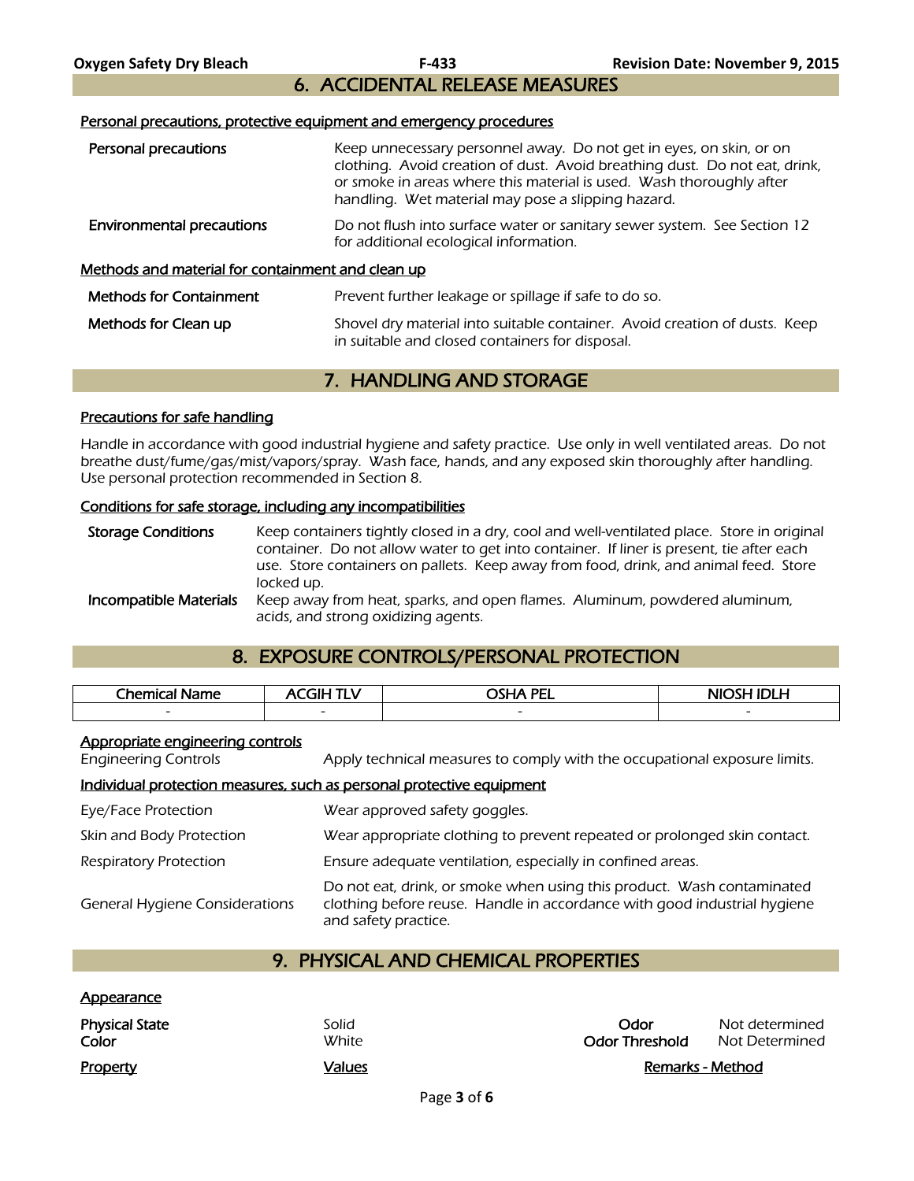## 6. ACCIDENTAL RELEASE MEASURES

**Personal precautions, protective equipment and emergency procedures**

| | |
|---|---|
| **Personal precautions** | Keep unnecessary personnel away. Do not get in eyes, on skin, or on clothing. Avoid creation of dust. Avoid breathing dust. Do not eat, drink, or smoke in areas where this material is used. Wash thoroughly after handling. Wet material may pose a slipping hazard. |
| **Environmental precautions** | Do not flush into surface water or sanitary sewer system. See Section 12 for additional ecological information. |

**Methods and material for containment and clean up**

| | |
|---|---|
| **Methods for Containment** | Prevent further leakage or spillage if safe to do so. |
| **Methods for Clean up** | Shovel dry material into suitable container. Avoid creation of dusts. Keep in suitable and closed containers for disposal. |

## 7. HANDLING AND STORAGE

**Precautions for safe handling**

Handle in accordance with good industrial hygiene and safety practice. Use only in well ventilated areas. Do not breathe dust/fume/gas/mist/vapors/spray. Wash face, hands, and any exposed skin thoroughly after handling. Use personal protection recommended in Section 8.

**Conditions for safe storage, including any incompatibilities**

| | |
|---|---|
| **Storage Conditions** | Keep containers tightly closed in a dry, cool and well-ventilated place. Store in original container. Do not allow water to get into container. If liner is present, tie after each use. Store containers on pallets. Keep away from food, drink, and animal feed. Store locked up. |
| **Incompatible Materials** | Keep away from heat, sparks, and open flames. Aluminum, powdered aluminum, acids, and strong oxidizing agents. |

## 8. EXPOSURE CONTROLS/PERSONAL PROTECTION

| Chemical Name | ACGIH TLV | OSHA PEL | NIOSH IDLH |
|---|---|---|---|
| - | - | - | - |

**Appropriate engineering controls**

| | |
|---|---|
| Engineering Controls | Apply technical measures to comply with the occupational exposure limits. |

**Individual protection measures, such as personal protective equipment**

| | |
|---|---|
| Eye/Face Protection | Wear approved safety goggles. |
| Skin and Body Protection | Wear appropriate clothing to prevent repeated or prolonged skin contact. |
| Respiratory Protection | Ensure adequate ventilation, especially in confined areas. |
| General Hygiene Considerations | Do not eat, drink, or smoke when using this product. Wash contaminated clothing before reuse. Handle in accordance with good industrial hygiene and safety practice. |

## 9. PHYSICAL AND CHEMICAL PROPERTIES

**Appearance**

| | | | |
|---|---|---|---|
| **Physical State** | Solid | **Odor** | Not determined |
| **Color** | White | **Odor Threshold** | Not Determined |

| **Property** | **Values** | **Remarks - Method** |
|---|---|---|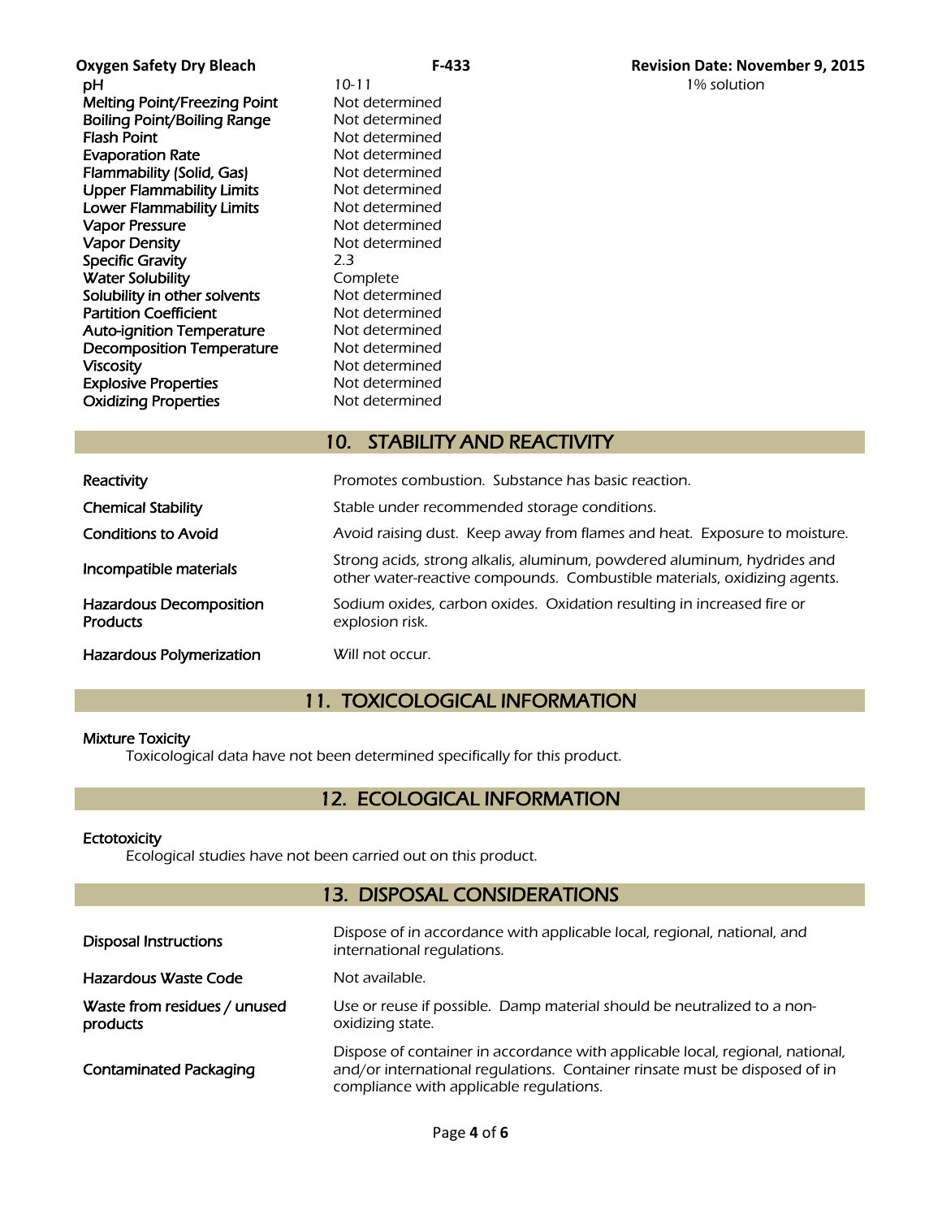| | | |
|---|---|---|
| pH | 10-11 | 1% solution |
| Melting Point/Freezing Point | Not determined | |
| Boiling Point/Boiling Range | Not determined | |
| Flash Point | Not determined | |
| Evaporation Rate | Not determined | |
| Flammability (Solid, Gas) | Not determined | |
| Upper Flammability Limits | Not determined | |
| Lower Flammability Limits | Not determined | |
| Vapor Pressure | Not determined | |
| Vapor Density | Not determined | |
| Specific Gravity | 2.3 | |
| Water Solubility | Complete | |
| Solubility in other solvents | Not determined | |
| Partition Coefficient | Not determined | |
| Auto-ignition Temperature | Not determined | |
| Decomposition Temperature | Not determined | |
| Viscosity | Not determined | |
| Explosive Properties | Not determined | |
| Oxidizing Properties | Not determined | |

## 10. STABILITY AND REACTIVITY

| | |
|---|---|
| Reactivity | Promotes combustion. Substance has basic reaction. |
| Chemical Stability | Stable under recommended storage conditions. |
| Conditions to Avoid | Avoid raising dust. Keep away from flames and heat. Exposure to moisture. |
| Incompatible materials | Strong acids, strong alkalis, aluminum, powdered aluminum, hydrides and other water-reactive compounds. Combustible materials, oxidizing agents. |
| Hazardous Decomposition Products | Sodium oxides, carbon oxides. Oxidation resulting in increased fire or explosion risk. |
| Hazardous Polymerization | Will not occur. |

## 11. TOXICOLOGICAL INFORMATION

**Mixture Toxicity**

Toxicological data have not been determined specifically for this product.

## 12. ECOLOGICAL INFORMATION

**Ectotoxicity**

Ecological studies have not been carried out on this product.

## 13. DISPOSAL CONSIDERATIONS

| | |
|---|---|
| Disposal Instructions | Dispose of in accordance with applicable local, regional, national, and international regulations. |
| Hazardous Waste Code | Not available. |
| Waste from residues / unused products | Use or reuse if possible. Damp material should be neutralized to a non-oxidizing state. |
| Contaminated Packaging | Dispose of container in accordance with applicable local, regional, national, and/or international regulations. Container rinsate must be disposed of in compliance with applicable regulations. |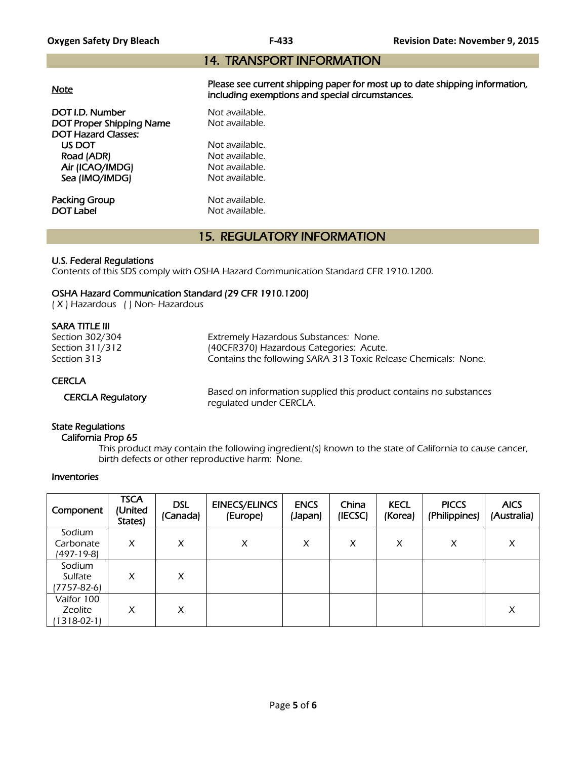## 14. TRANSPORT INFORMATION

**Note** — Please see current shipping paper for most up to date shipping information, including exemptions and special circumstances.

**DOT I.D. Number** — Not available.
**DOT Proper Shipping Name** — Not available.
**DOT Hazard Classes:**
- **US DOT** — Not available.
- **Road (ADR)** — Not available.
- **Air (ICAO/IMDG)** — Not available.
- **Sea (IMO/IMDG)** — Not available.

**Packing Group** — Not available.
**DOT Label** — Not available.

## 15. REGULATORY INFORMATION

### U.S. Federal Regulations
*Contents of this SDS comply with OSHA Hazard Communication Standard CFR 1910.1200.*

### OSHA Hazard Communication Standard (29 CFR 1910.1200)
*( X ) Hazardous ( ) Non- Hazardous*

### SARA TITLE III
Section 302/304 — Extremely Hazardous Substances: None.
Section 311/312 — (40CFR370) Hazardous Categories: Acute.
Section 313 — Contains the following SARA 313 Toxic Release Chemicals: None.

### CERCLA
**CERCLA Regulatory** — Based on information supplied this product contains no substances regulated under CERCLA.

### State Regulations
#### California Prop 65
This product may contain the following ingredient(s) known to the state of California to cause cancer, birth defects or other reproductive harm: None.

### Inventories

| Component | TSCA (United States) | DSL (Canada) | EINECS/ELINCS (Europe) | ENCS (Japan) | China (IECSC) | KECL (Korea) | PICCS (Philippines) | AICS (Australia) |
|---|---|---|---|---|---|---|---|---|
| Sodium Carbonate (497-19-8) | X | X | X | X | X | X | X | X |
| Sodium Sulfate (7757-82-6) | X | X | | | | | | |
| Valfor 100 Zeolite (1318-02-1) | X | X | | | | | | X |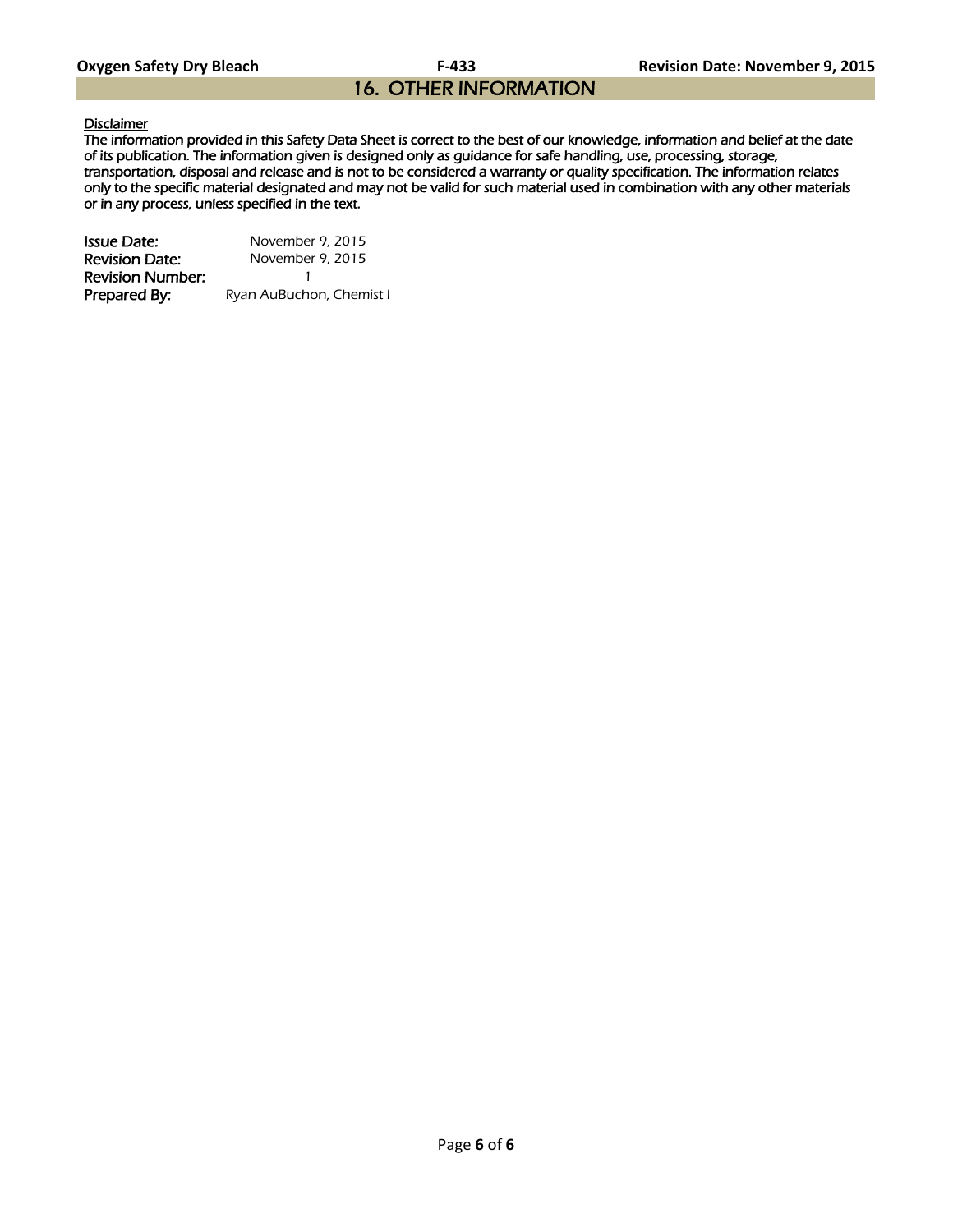## 16. OTHER INFORMATION

<u>Disclaimer</u>

The information provided in this Safety Data Sheet is correct to the best of our knowledge, information and belief at the date of its publication. The information given is designed only as guidance for safe handling, use, processing, storage, transportation, disposal and release and is not to be considered a warranty or quality specification. The information relates only to the specific material designated and may not be valid for such material used in combination with any other materials or in any process, unless specified in the text.

| | |
|---|---|
| **Issue Date:** | November 9, 2015 |
| **Revision Date:** | November 9, 2015 |
| **Revision Number:** | 1 |
| **Prepared By:** | Ryan AuBuchon, Chemist I |